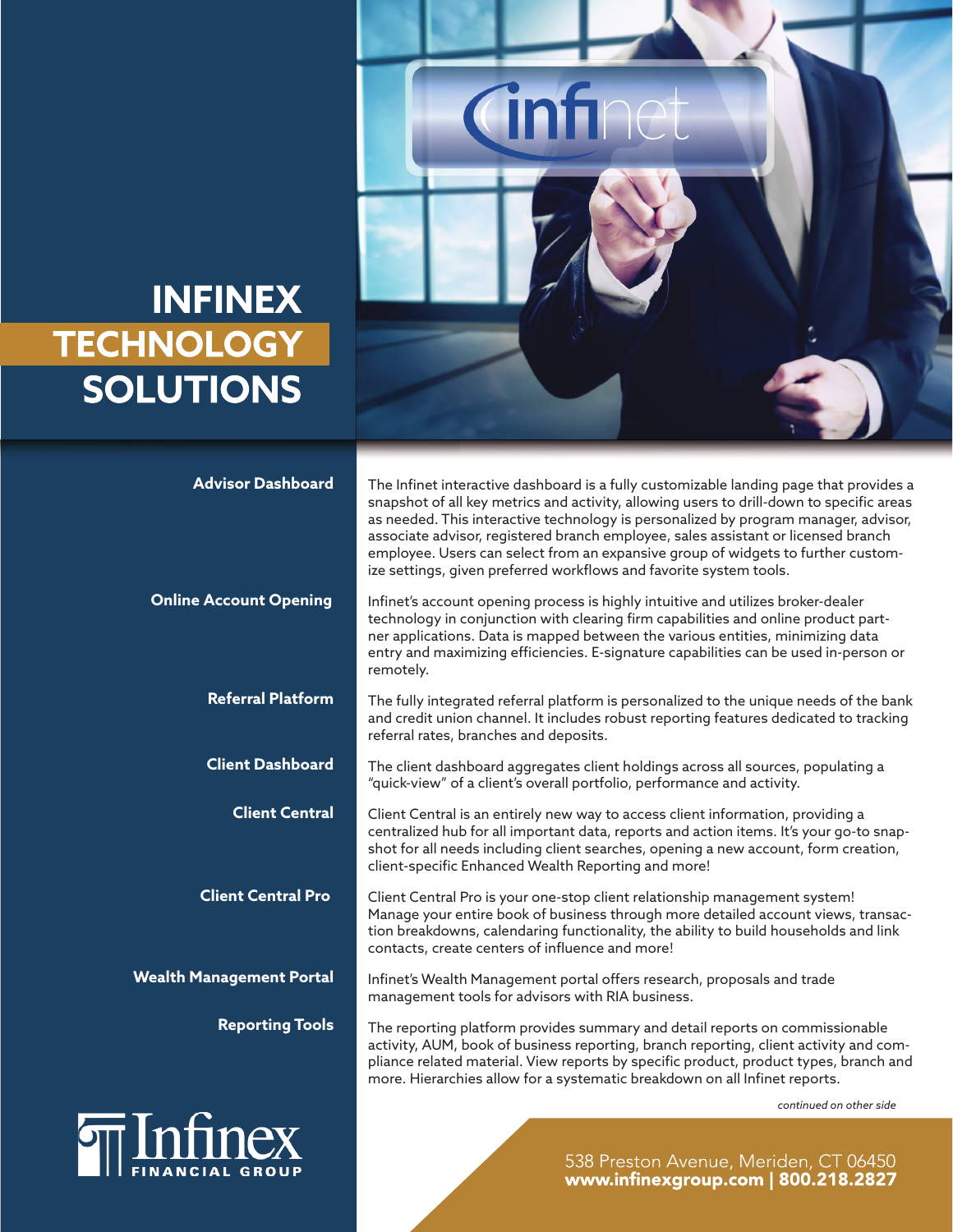# INFINEX TECHNOLOGY SOLUTIONS

**Advisor Dashboard**

The Infinet interactive dashboard is a fully customizable landing page that provides a snapshot of all key metrics and activity, allowing users to drill-down to specific areas as needed. This interactive technology is personalized by program manager, advisor, associate advisor, registered branch employee, sales assistant or licensed branch employee. Users can select from an expansive group of widgets to further customize settings, given preferred workflows and favorite system tools.

**Online Account Opening**

Infinet's account opening process is highly intuitive and utilizes broker-dealer technology in conjunction with clearing firm capabilities and online product partner applications. Data is mapped between the various entities, minimizing data entry and maximizing efficiencies. E-signature capabilities can be used in-person or remotely.

**Referral Platform**

The fully integrated referral platform is personalized to the unique needs of the bank and credit union channel. It includes robust reporting features dedicated to tracking referral rates, branches and deposits.

**Client Dashboard**

The client dashboard aggregates client holdings across all sources, populating a "quick-view" of a client's overall portfolio, performance and activity.

**Client Central**

Client Central is an entirely new way to access client information, providing a centralized hub for all important data, reports and action items. It's your go-to snapshot for all needs including client searches, opening a new account, form creation, client-specific Enhanced Wealth Reporting and more!

**Client Central Pro**

Client Central Pro is your one-stop client relationship management system! Manage your entire book of business through more detailed account views, transaction breakdowns, calendaring functionality, the ability to build households and link contacts, create centers of influence and more!

**Wealth Management Portal**

Infinet's Wealth Management portal offers research, proposals and trade management tools for advisors with RIA business.

**Reporting Tools**

The reporting platform provides summary and detail reports on commissionable activity, AUM, book of business reporting, branch reporting, client activity and compliance related material. View reports by specific product, product types, branch and more. Hierarchies allow for a systematic breakdown on all Infinet reports.

*continued on other side*

Infinex FINANCIAL GROUP

538 Preston Avenue, Meriden, CT 06450
**www.infinexgroup.com | 800.218.2827**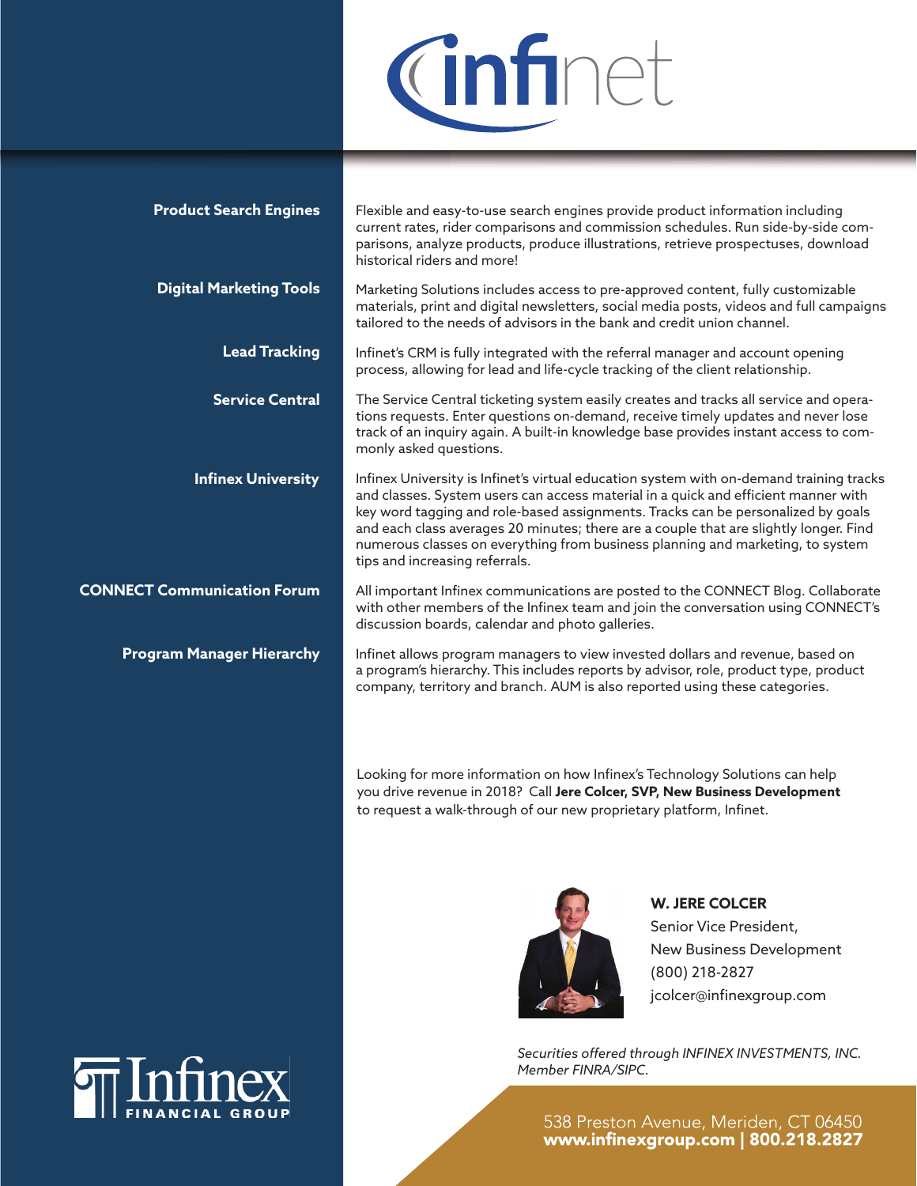# infinet

| | |
|---|---|
| **Product Search Engines** | Flexible and easy-to-use search engines provide product information including current rates, rider comparisons and commission schedules. Run side-by-side comparisons, analyze products, produce illustrations, retrieve prospectuses, download historical riders and more! |
| **Digital Marketing Tools** | Marketing Solutions includes access to pre-approved content, fully customizable materials, print and digital newsletters, social media posts, videos and full campaigns tailored to the needs of advisors in the bank and credit union channel. |
| **Lead Tracking** | Infinet's CRM is fully integrated with the referral manager and account opening process, allowing for lead and life-cycle tracking of the client relationship. |
| **Service Central** | The Service Central ticketing system easily creates and tracks all service and operations requests. Enter questions on-demand, receive timely updates and never lose track of an inquiry again. A built-in knowledge base provides instant access to commonly asked questions. |
| **Infinex University** | Infinex University is Infinet's virtual education system with on-demand training tracks and classes. System users can access material in a quick and efficient manner with key word tagging and role-based assignments. Tracks can be personalized by goals and each class averages 20 minutes; there are a couple that are slightly longer. Find numerous classes on everything from business planning and marketing, to system tips and increasing referrals. |
| **CONNECT Communication Forum** | All important Infinex communications are posted to the CONNECT Blog. Collaborate with other members of the Infinex team and join the conversation using CONNECT's discussion boards, calendar and photo galleries. |
| **Program Manager Hierarchy** | Infinet allows program managers to view invested dollars and revenue, based on a program's hierarchy. This includes reports by advisor, role, product type, product company, territory and branch. AUM is also reported using these categories. |

Looking for more information on how Infinex's Technology Solutions can help you drive revenue in 2018? Call **Jere Colcer, SVP, New Business Development** to request a walk-through of our new proprietary platform, Infinet.

**W. JERE COLCER**
Senior Vice President,
New Business Development
(800) 218-2827
jcolcer@infinexgroup.com

*Securities offered through INFINEX INVESTMENTS, INC. Member FINRA/SIPC.*

Infinex FINANCIAL GROUP

538 Preston Avenue, Meriden, CT 06450
**www.infinexgroup.com | 800.218.2827**